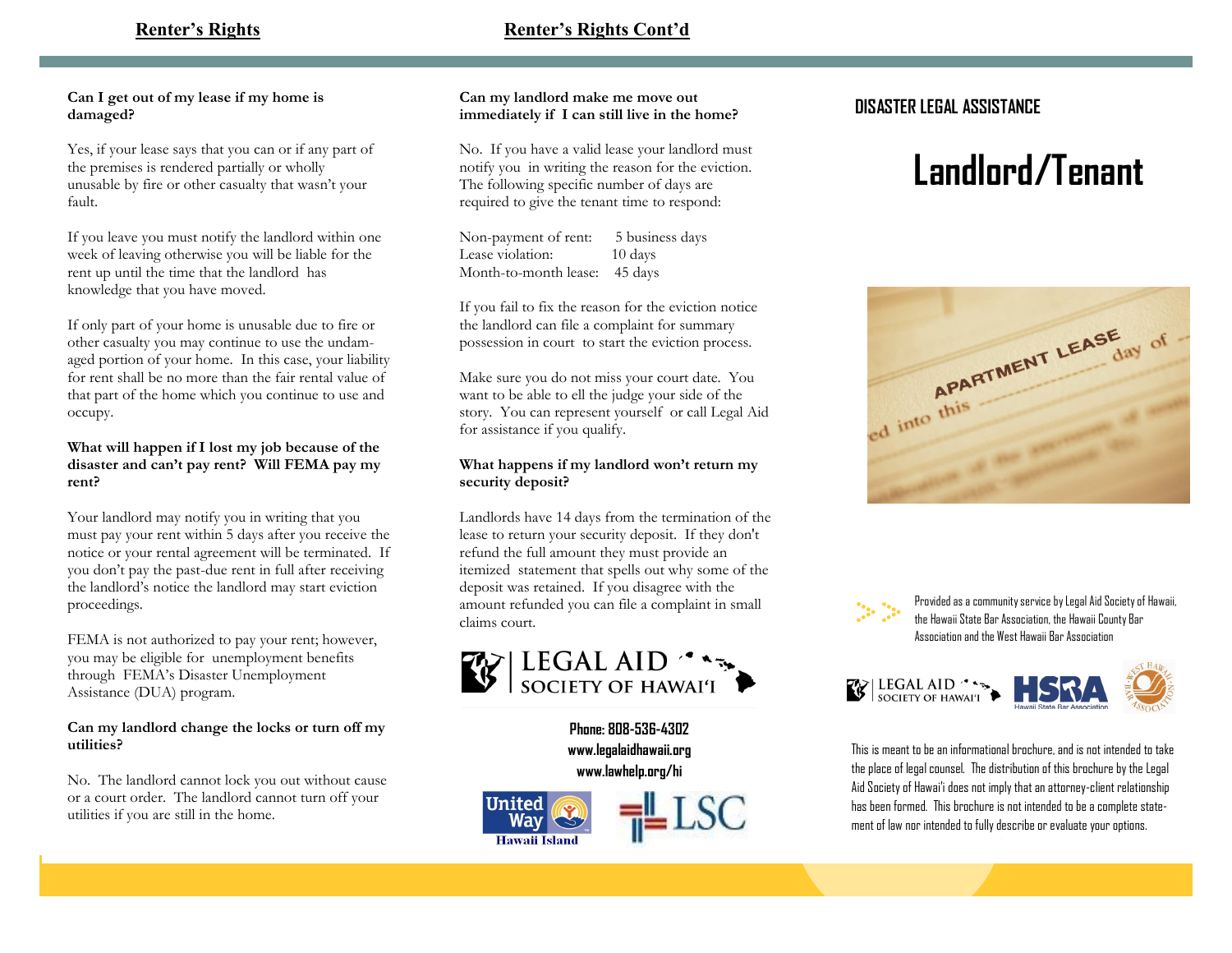## Renter's Rights

**Can I get out of my lease if my home is damaged?**

Yes, if your lease says that you can or if any part of the premises is rendered partially or wholly unusable by fire or other casualty that wasn't your fault.

If you leave you must notify the landlord within one week of leaving otherwise you will be liable for the rent up until the time that the landlord has knowledge that you have moved.

If only part of your home is unusable due to fire or other casualty you may continue to use the undamaged portion of your home. In this case, your liability for rent shall be no more than the fair rental value of that part of the home which you continue to use and occupy.

**What will happen if I lost my job because of the disaster and can't pay rent? Will FEMA pay my rent?**

Your landlord may notify you in writing that you must pay your rent within 5 days after you receive the notice or your rental agreement will be terminated. If you don't pay the past-due rent in full after receiving the landlord's notice the landlord may start eviction proceedings.

FEMA is not authorized to pay your rent; however, you may be eligible for unemployment benefits through FEMA's Disaster Unemployment Assistance (DUA) program.

**Can my landlord change the locks or turn off my utilities?**

No. The landlord cannot lock you out without cause or a court order. The landlord cannot turn off your utilities if you are still in the home.

## Renter's Rights Cont'd

**Can my landlord make me move out immediately if I can still live in the home?**

No. If you have a valid lease your landlord must notify you in writing the reason for the eviction. The following specific number of days are required to give the tenant time to respond:

| | |
|---|---|
| Non-payment of rent: | 5 business days |
| Lease violation: | 10 days |
| Month-to-month lease: | 45 days |

If you fail to fix the reason for the eviction notice the landlord can file a complaint for summary possession in court to start the eviction process.

Make sure you do not miss your court date. You want to be able to ell the judge your side of the story. You can represent yourself or call Legal Aid for assistance if you qualify.

**What happens if my landlord won't return my security deposit?**

Landlords have 14 days from the termination of the lease to return your security deposit. If they don't refund the full amount they must provide an itemized statement that spells out why some of the deposit was retained. If you disagree with the amount refunded you can file a complaint in small claims court.

LEGAL AID SOCIETY OF HAWAI'I

**Phone: 808-536-4302**
**www.legalaidhawaii.org**
**www.lawhelp.org/hi**

United Way Hawaii Island

LSC

## DISASTER LEGAL ASSISTANCE

# Landlord/Tenant

Provided as a community service by Legal Aid Society of Hawaii, the Hawaii State Bar Association, the Hawaii County Bar Association and the West Hawaii Bar Association

LEGAL AID SOCIETY OF HAWAI'I — HSBA Hawaii State Bar Association — West Hawaii Bar Association

This is meant to be an informational brochure, and is not intended to take the place of legal counsel. The distribution of this brochure by the Legal Aid Society of Hawai'i does not imply that an attorney-client relationship has been formed. This brochure is not intended to be a complete statement of law nor intended to fully describe or evaluate your options.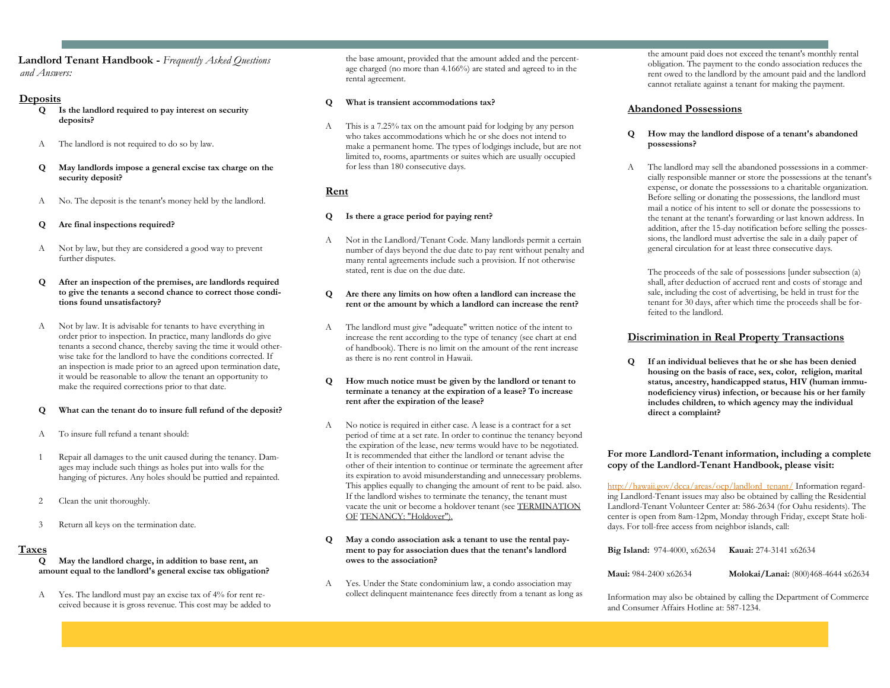**Landlord Tenant Handbook -** *Frequently Asked Questions and Answers:*

## Deposits

**Q Is the landlord required to pay interest on security deposits?**

A The landlord is not required to do so by law.

**Q May landlords impose a general excise tax charge on the security deposit?**

A No. The deposit is the tenant's money held by the landlord.

**Q Are final inspections required?**

A Not by law, but they are considered a good way to prevent further disputes.

**Q After an inspection of the premises, are landlords required to give the tenants a second chance to correct those conditions found unsatisfactory?**

A Not by law. It is advisable for tenants to have everything in order prior to inspection. In practice, many landlords do give tenants a second chance, thereby saving the time it would otherwise take for the landlord to have the conditions corrected. If an inspection is made prior to an agreed upon termination date, it would be reasonable to allow the tenant an opportunity to make the required corrections prior to that date.

**Q What can the tenant do to insure full refund of the deposit?**

A To insure full refund a tenant should:

1. Repair all damages to the unit caused during the tenancy. Damages may include such things as holes put into walls for the hanging of pictures. Any holes should be puttied and repainted.
2. Clean the unit thoroughly.
3. Return all keys on the termination date.

## Taxes

**Q May the landlord charge, in addition to base rent, an amount equal to the landlord's general excise tax obligation?**

A Yes. The landlord must pay an excise tax of 4% for rent received because it is gross revenue. This cost may be added to the base amount, provided that the amount added and the percentage charged (no more than 4.166%) are stated and agreed to in the rental agreement.

**Q What is transient accommodations tax?**

A This is a 7.25% tax on the amount paid for lodging by any person who takes accommodations which he or she does not intend to make a permanent home. The types of lodgings include, but are not limited to, rooms, apartments or suites which are usually occupied for less than 180 consecutive days.

## Rent

**Q Is there a grace period for paying rent?**

A Not in the Landlord/Tenant Code. Many landlords permit a certain number of days beyond the due date to pay rent without penalty and many rental agreements include such a provision. If not otherwise stated, rent is due on the due date.

**Q Are there any limits on how often a landlord can increase the rent or the amount by which a landlord can increase the rent?**

A The landlord must give "adequate" written notice of the intent to increase the rent according to the type of tenancy (see chart at end of handbook). There is no limit on the amount of the rent increase as there is no rent control in Hawaii.

**Q How much notice must be given by the landlord or tenant to terminate a tenancy at the expiration of a lease? To increase rent after the expiration of the lease?**

A No notice is required in either case. A lease is a contract for a set period of time at a set rate. In order to continue the tenancy beyond the expiration of the lease, new terms would have to be negotiated. It is recommended that either the landlord or tenant advise the other of their intention to continue or terminate the agreement after its expiration to avoid misunderstanding and unnecessary problems. This applies equally to changing the amount of rent to be paid. also. If the landlord wishes to terminate the tenancy, the tenant must vacate the unit or become a holdover tenant (see TERMINATION OF TENANCY: "Holdover").

**Q May a condo association ask a tenant to use the rental payment to pay for association dues that the tenant's landlord owes to the association?**

A Yes. Under the State condominium law, a condo association may collect delinquent maintenance fees directly from a tenant as long as the amount paid does not exceed the tenant's monthly rental obligation. The payment to the condo association reduces the rent owed to the landlord by the amount paid and the landlord cannot retaliate against a tenant for making the payment.

## Abandoned Possessions

**Q How may the landlord dispose of a tenant's abandoned possessions?**

A The landlord may sell the abandoned possessions in a commercially responsible manner or store the possessions at the tenant's expense, or donate the possessions to a charitable organization. Before selling or donating the possessions, the landlord must mail a notice of his intent to sell or donate the possessions to the tenant at the tenant's forwarding or last known address. In addition, after the 15-day notification before selling the possessions, the landlord must advertise the sale in a daily paper of general circulation for at least three consecutive days.

The proceeds of the sale of possessions [under subsection (a) shall, after deduction of accrued rent and costs of storage and sale, including the cost of advertising, be held in trust for the tenant for 30 days, after which time the proceeds shall be forfeited to the landlord.

## Discrimination in Real Property Transactions

**Q If an individual believes that he or she has been denied housing on the basis of race, sex, color, religion, marital status, ancestry, handicapped status, HIV (human immunodeficiency virus) infection, or because his or her family includes children, to which agency may the individual direct a complaint?**

**For more Landlord-Tenant information, including a complete copy of the Landlord-Tenant Handbook, please visit:**

http://hawaii.gov/dcca/areas/ocp/landlord_tenant/ Information regarding Landlord-Tenant issues may also be obtained by calling the Residential Landlord-Tenant Volunteer Center at: 586-2634 (for Oahu residents). The center is open from 8am-12pm, Monday through Friday, except State holidays. For toll-free access from neighbor islands, call:

**Big Island:** 974-4000, x62634 **Kauai:** 274-3141 x62634

**Maui:** 984-2400 x62634 **Molokai/Lanai:** (800)468-4644 x62634

Information may also be obtained by calling the Department of Commerce and Consumer Affairs Hotline at: 587-1234.